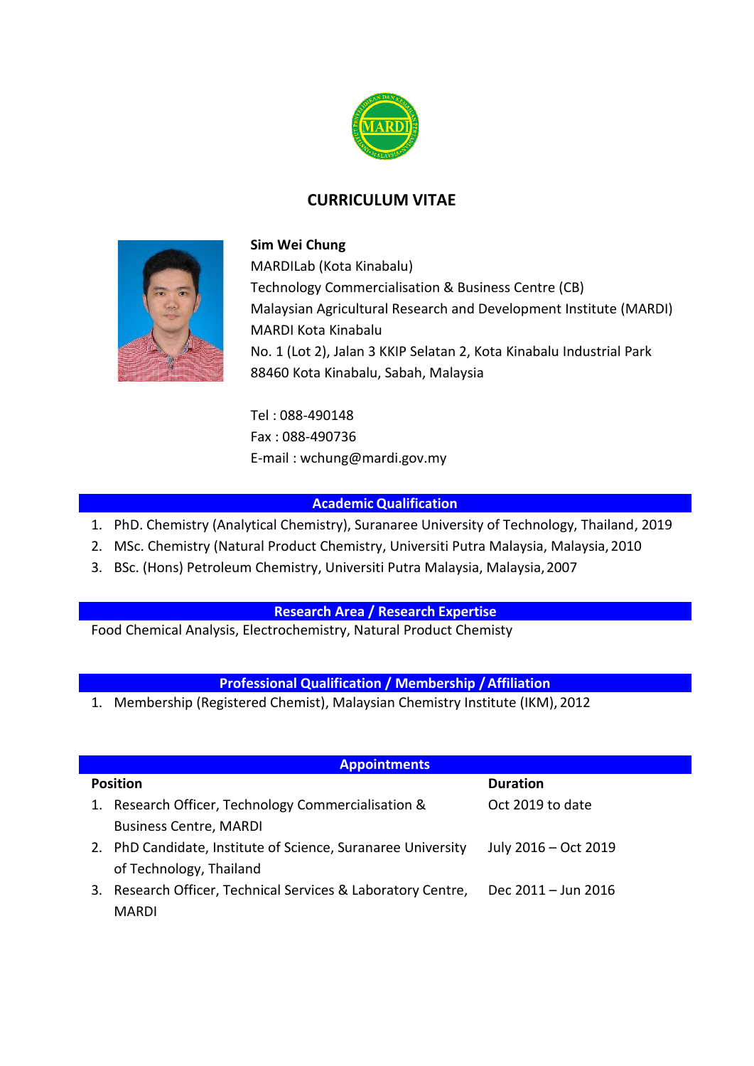# CURRICULUM VITAE

**Sim Wei Chung**
MARDILab (Kota Kinabalu)
Technology Commercialisation & Business Centre (CB)
Malaysian Agricultural Research and Development Institute (MARDI)
MARDI Kota Kinabalu
No. 1 (Lot 2), Jalan 3 KKIP Selatan 2, Kota Kinabalu Industrial Park
88460 Kota Kinabalu, Sabah, Malaysia

Tel : 088-490148
Fax : 088-490736
E-mail : wchung@mardi.gov.my

## Academic Qualification

1. PhD. Chemistry (Analytical Chemistry), Suranaree University of Technology, Thailand, 2019
2. MSc. Chemistry (Natural Product Chemistry, Universiti Putra Malaysia, Malaysia, 2010
3. BSc. (Hons) Petroleum Chemistry, Universiti Putra Malaysia, Malaysia, 2007

## Research Area / Research Expertise

Food Chemical Analysis, Electrochemistry, Natural Product Chemisty

## Professional Qualification / Membership / Affiliation

1. Membership (Registered Chemist), Malaysian Chemistry Institute (IKM), 2012

## Appointments

| Position | Duration |
|---|---|
| 1. Research Officer, Technology Commercialisation & Business Centre, MARDI | Oct 2019 to date |
| 2. PhD Candidate, Institute of Science, Suranaree University of Technology, Thailand | July 2016 – Oct 2019 |
| 3. Research Officer, Technical Services & Laboratory Centre, MARDI | Dec 2011 – Jun 2016 |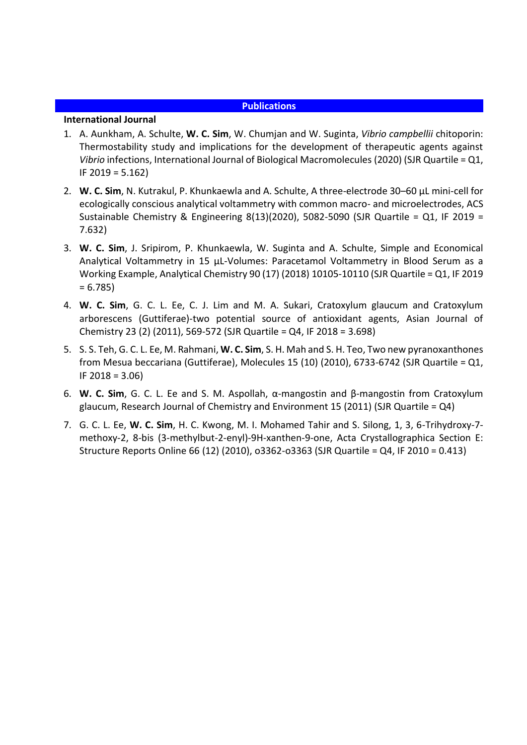## Publications

**International Journal**

1. A. Aunkham, A. Schulte, **W. C. Sim**, W. Chumjan and W. Suginta, *Vibrio campbellii* chitoporin: Thermostability study and implications for the development of therapeutic agents against *Vibrio* infections, International Journal of Biological Macromolecules (2020) (SJR Quartile = Q1, IF 2019 = 5.162)
2. **W. C. Sim**, N. Kutrakul, P. Khunkaewla and A. Schulte, A three-electrode 30–60 µL mini-cell for ecologically conscious analytical voltammetry with common macro- and microelectrodes, ACS Sustainable Chemistry & Engineering 8(13)(2020), 5082-5090 (SJR Quartile = Q1, IF 2019 = 7.632)
3. **W. C. Sim**, J. Sripirom, P. Khunkaewla, W. Suginta and A. Schulte, Simple and Economical Analytical Voltammetry in 15 µL-Volumes: Paracetamol Voltammetry in Blood Serum as a Working Example, Analytical Chemistry 90 (17) (2018) 10105-10110 (SJR Quartile = Q1, IF 2019 = 6.785)
4. **W. C. Sim**, G. C. L. Ee, C. J. Lim and M. A. Sukari, Cratoxylum glaucum and Cratoxylum arborescens (Guttiferae)-two potential source of antioxidant agents, Asian Journal of Chemistry 23 (2) (2011), 569-572 (SJR Quartile = Q4, IF 2018 = 3.698)
5. S. S. Teh, G. C. L. Ee, M. Rahmani, **W. C. Sim**, S. H. Mah and S. H. Teo, Two new pyranoxanthones from Mesua beccariana (Guttiferae), Molecules 15 (10) (2010), 6733-6742 (SJR Quartile = Q1, IF 2018 = 3.06)
6. **W. C. Sim**, G. C. L. Ee and S. M. Aspollah, α-mangostin and β-mangostin from Cratoxylum glaucum, Research Journal of Chemistry and Environment 15 (2011) (SJR Quartile = Q4)
7. G. C. L. Ee, **W. C. Sim**, H. C. Kwong, M. I. Mohamed Tahir and S. Silong, 1, 3, 6-Trihydroxy-7-methoxy-2, 8-bis (3-methylbut-2-enyl)-9H-xanthen-9-one, Acta Crystallographica Section E: Structure Reports Online 66 (12) (2010), o3362-o3363 (SJR Quartile = Q4, IF 2010 = 0.413)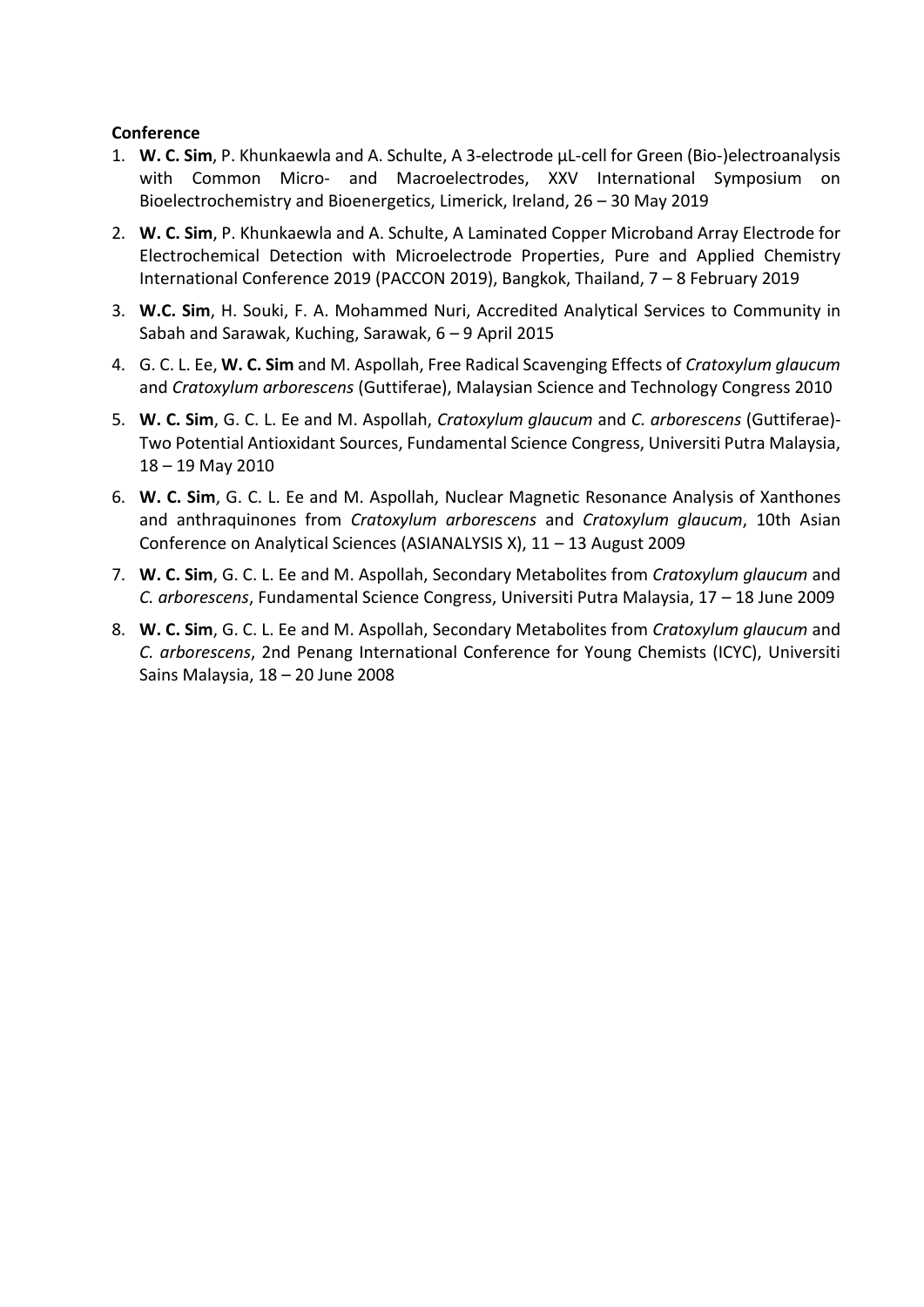**Conference**

1. **W. C. Sim**, P. Khunkaewla and A. Schulte, A 3-electrode µL-cell for Green (Bio-)electroanalysis with Common Micro- and Macroelectrodes, XXV International Symposium on Bioelectrochemistry and Bioenergetics, Limerick, Ireland, 26 – 30 May 2019
2. **W. C. Sim**, P. Khunkaewla and A. Schulte, A Laminated Copper Microband Array Electrode for Electrochemical Detection with Microelectrode Properties, Pure and Applied Chemistry International Conference 2019 (PACCON 2019), Bangkok, Thailand, 7 – 8 February 2019
3. **W.C. Sim**, H. Souki, F. A. Mohammed Nuri, Accredited Analytical Services to Community in Sabah and Sarawak, Kuching, Sarawak, 6 – 9 April 2015
4. G. C. L. Ee, **W. C. Sim** and M. Aspollah, Free Radical Scavenging Effects of *Cratoxylum glaucum* and *Cratoxylum arborescens* (Guttiferae), Malaysian Science and Technology Congress 2010
5. **W. C. Sim**, G. C. L. Ee and M. Aspollah, *Cratoxylum glaucum* and *C. arborescens* (Guttiferae)- Two Potential Antioxidant Sources, Fundamental Science Congress, Universiti Putra Malaysia, 18 – 19 May 2010
6. **W. C. Sim**, G. C. L. Ee and M. Aspollah, Nuclear Magnetic Resonance Analysis of Xanthones and anthraquinones from *Cratoxylum arborescens* and *Cratoxylum glaucum*, 10th Asian Conference on Analytical Sciences (ASIANALYSIS X), 11 – 13 August 2009
7. **W. C. Sim**, G. C. L. Ee and M. Aspollah, Secondary Metabolites from *Cratoxylum glaucum* and *C. arborescens*, Fundamental Science Congress, Universiti Putra Malaysia, 17 – 18 June 2009
8. **W. C. Sim**, G. C. L. Ee and M. Aspollah, Secondary Metabolites from *Cratoxylum glaucum* and *C. arborescens*, 2nd Penang International Conference for Young Chemists (ICYC), Universiti Sains Malaysia, 18 – 20 June 2008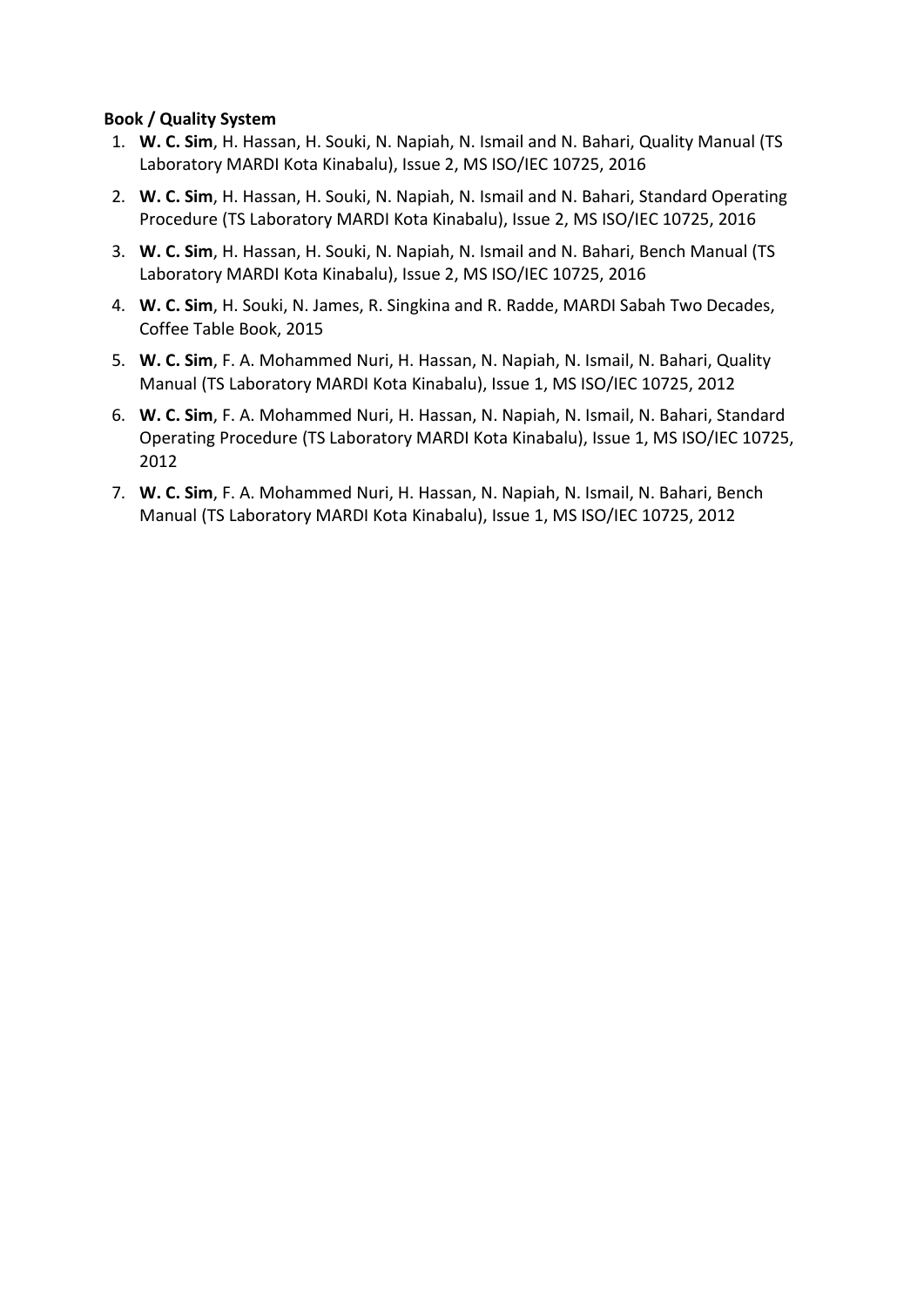**Book / Quality System**

1. **W. C. Sim**, H. Hassan, H. Souki, N. Napiah, N. Ismail and N. Bahari, Quality Manual (TS Laboratory MARDI Kota Kinabalu), Issue 2, MS ISO/IEC 10725, 2016
2. **W. C. Sim**, H. Hassan, H. Souki, N. Napiah, N. Ismail and N. Bahari, Standard Operating Procedure (TS Laboratory MARDI Kota Kinabalu), Issue 2, MS ISO/IEC 10725, 2016
3. **W. C. Sim**, H. Hassan, H. Souki, N. Napiah, N. Ismail and N. Bahari, Bench Manual (TS Laboratory MARDI Kota Kinabalu), Issue 2, MS ISO/IEC 10725, 2016
4. **W. C. Sim**, H. Souki, N. James, R. Singkina and R. Radde, MARDI Sabah Two Decades, Coffee Table Book, 2015
5. **W. C. Sim**, F. A. Mohammed Nuri, H. Hassan, N. Napiah, N. Ismail, N. Bahari, Quality Manual (TS Laboratory MARDI Kota Kinabalu), Issue 1, MS ISO/IEC 10725, 2012
6. **W. C. Sim**, F. A. Mohammed Nuri, H. Hassan, N. Napiah, N. Ismail, N. Bahari, Standard Operating Procedure (TS Laboratory MARDI Kota Kinabalu), Issue 1, MS ISO/IEC 10725, 2012
7. **W. C. Sim**, F. A. Mohammed Nuri, H. Hassan, N. Napiah, N. Ismail, N. Bahari, Bench Manual (TS Laboratory MARDI Kota Kinabalu), Issue 1, MS ISO/IEC 10725, 2012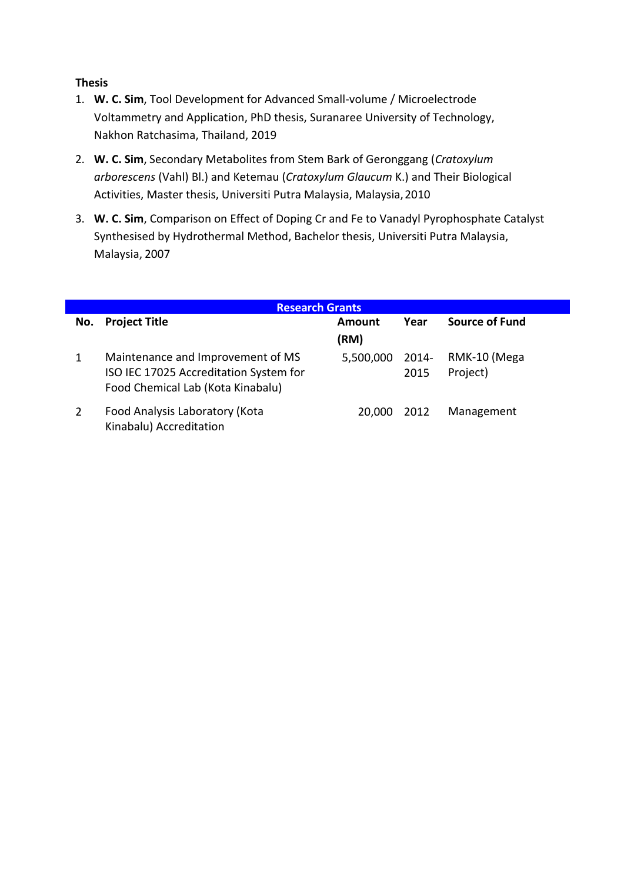**Thesis**

1. **W. C. Sim**, Tool Development for Advanced Small-volume / Microelectrode Voltammetry and Application, PhD thesis, Suranaree University of Technology, Nakhon Ratchasima, Thailand, 2019
2. **W. C. Sim**, Secondary Metabolites from Stem Bark of Geronggang (*Cratoxylum arborescens* (Vahl) Bl.) and Ketemau (*Cratoxylum Glaucum* K.) and Their Biological Activities, Master thesis, Universiti Putra Malaysia, Malaysia, 2010
3. **W. C. Sim**, Comparison on Effect of Doping Cr and Fe to Vanadyl Pyrophosphate Catalyst Synthesised by Hydrothermal Method, Bachelor thesis, Universiti Putra Malaysia, Malaysia, 2007

**Research Grants**

| No. | Project Title | Amount (RM) | Year | Source of Fund |
|---|---|---|---|---|
| 1 | Maintenance and Improvement of MS ISO IEC 17025 Accreditation System for Food Chemical Lab (Kota Kinabalu) | 5,500,000 | 2014-2015 | RMK-10 (Mega Project) |
| 2 | Food Analysis Laboratory (Kota Kinabalu) Accreditation | 20,000 | 2012 | Management |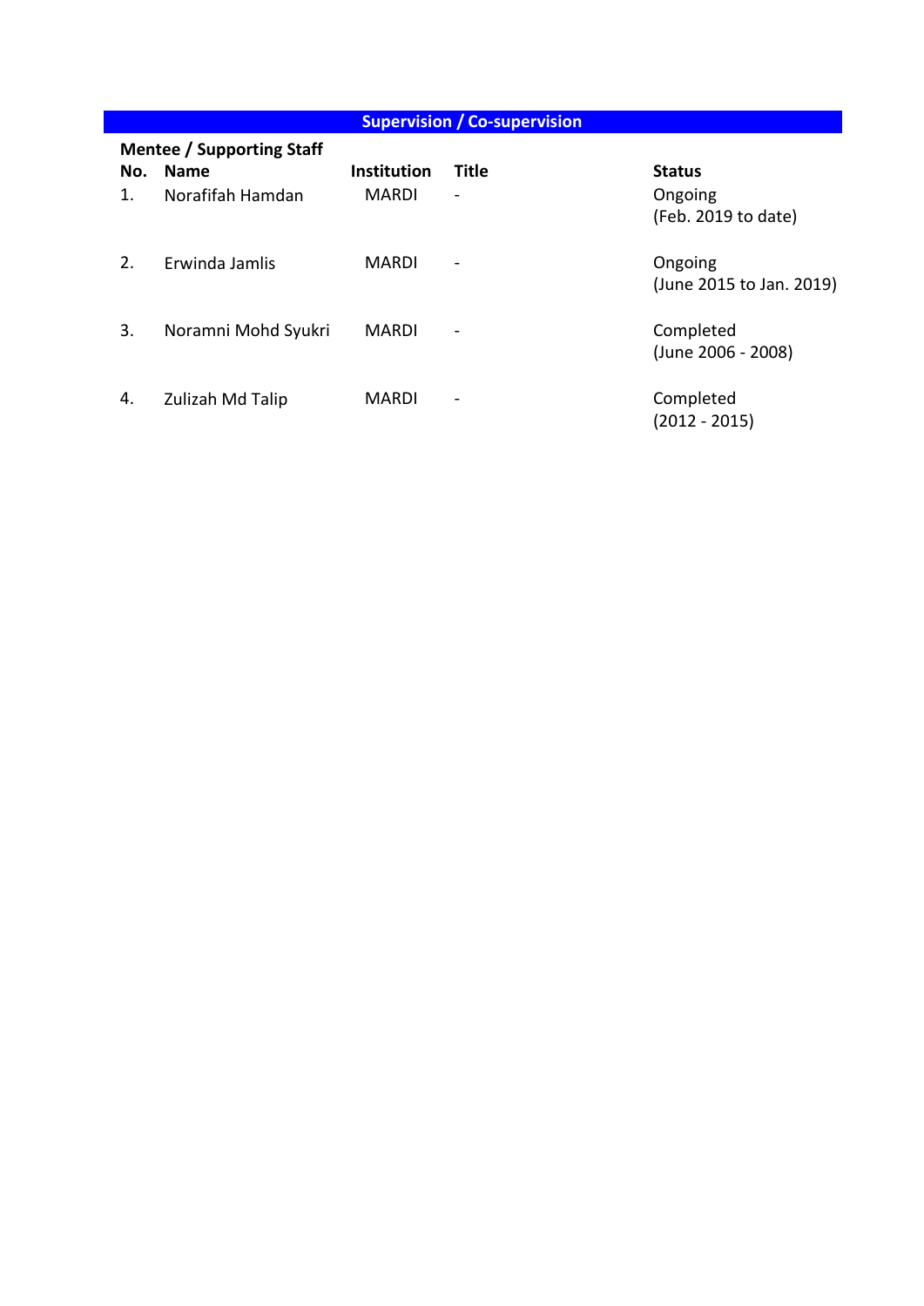## Supervision / Co-supervision

**Mentee / Supporting Staff**

| No. | Name | Institution | Title | Status |
|---|---|---|---|---|
| 1. | Norafifah Hamdan | MARDI | - | Ongoing (Feb. 2019 to date) |
| 2. | Erwinda Jamlis | MARDI | - | Ongoing (June 2015 to Jan. 2019) |
| 3. | Noramni Mohd Syukri | MARDI | - | Completed (June 2006 - 2008) |
| 4. | Zulizah Md Talip | MARDI | - | Completed (2012 - 2015) |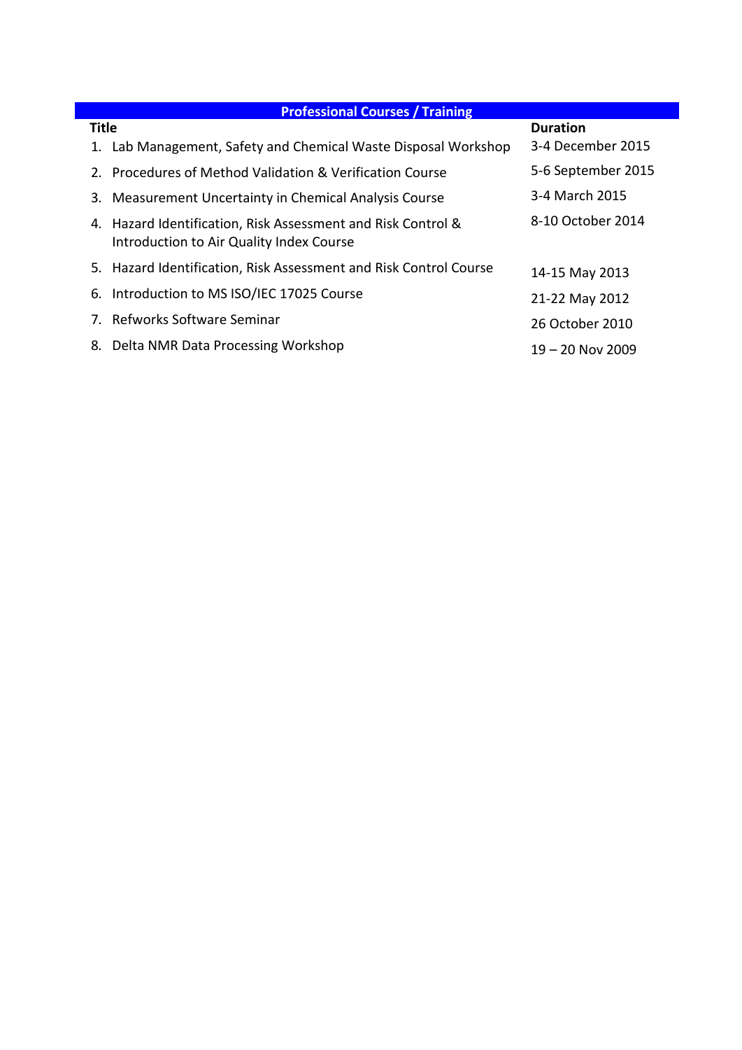## Professional Courses / Training

| Title | Duration |
| --- | --- |
| 1. Lab Management, Safety and Chemical Waste Disposal Workshop | 3-4 December 2015 |
| 2. Procedures of Method Validation & Verification Course | 5-6 September 2015 |
| 3. Measurement Uncertainty in Chemical Analysis Course | 3-4 March 2015 |
| 4. Hazard Identification, Risk Assessment and Risk Control & Introduction to Air Quality Index Course | 8-10 October 2014 |
| 5. Hazard Identification, Risk Assessment and Risk Control Course | 14-15 May 2013 |
| 6. Introduction to MS ISO/IEC 17025 Course | 21-22 May 2012 |
| 7. Refworks Software Seminar | 26 October 2010 |
| 8. Delta NMR Data Processing Workshop | 19 – 20 Nov 2009 |